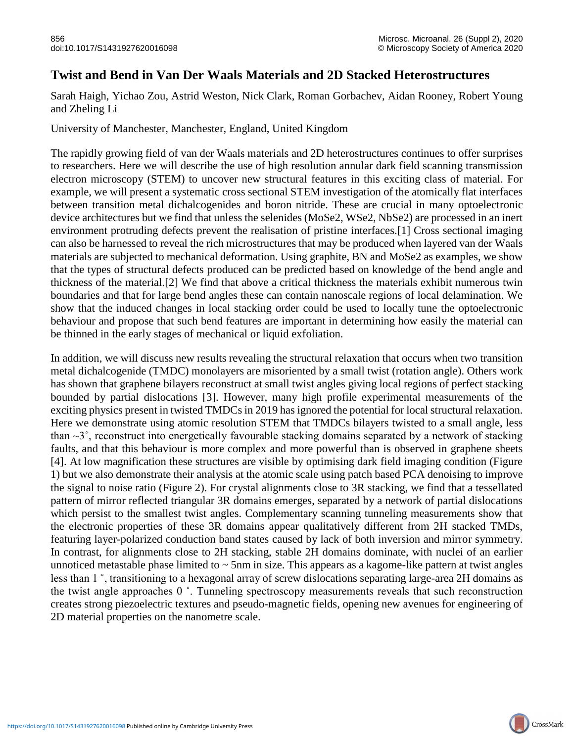# Twist and Bend in Van Der Waals Materials and 2D Stacked Heterostructures

Sarah Haigh, Yichao Zou, Astrid Weston, Nick Clark, Roman Gorbachev, Aidan Rooney, Robert Young and Zheling Li

University of Manchester, Manchester, England, United Kingdom

The rapidly growing field of van der Waals materials and 2D heterostructures continues to offer surprises to researchers. Here we will describe the use of high resolution annular dark field scanning transmission electron microscopy (STEM) to uncover new structural features in this exciting class of material. For example, we will present a systematic cross sectional STEM investigation of the atomically flat interfaces between transition metal dichalcogenides and boron nitride. These are crucial in many optoelectronic device architectures but we find that unless the selenides ($MoSe_2$, $WSe_2$, $NbSe_2$) are processed in an inert environment protruding defects prevent the realisation of pristine interfaces.[1] Cross sectional imaging can also be harnessed to reveal the rich microstructures that may be produced when layered van der Waals materials are subjected to mechanical deformation. Using graphite, BN and $MoSe_2$ as examples, we show that the types of structural defects produced can be predicted based on knowledge of the bend angle and thickness of the material.[2] We find that above a critical thickness the materials exhibit numerous twin boundaries and that for large bend angles these can contain nanoscale regions of local delamination. We show that the induced changes in local stacking order could be used to locally tune the optoelectronic behaviour and propose that such bend features are important in determining how easily the material can be thinned in the early stages of mechanical or liquid exfoliation.

In addition, we will discuss new results revealing the structural relaxation that occurs when two transition metal dichalcogenide (TMDC) monolayers are misoriented by a small twist (rotation angle). Others work has shown that graphene bilayers reconstruct at small twist angles giving local regions of perfect stacking bounded by partial dislocations [3]. However, many high profile experimental measurements of the exciting physics present in twisted TMDCs in 2019 has ignored the potential for local structural relaxation. Here we demonstrate using atomic resolution STEM that TMDCs bilayers twisted to a small angle, less than ~3˚, reconstruct into energetically favourable stacking domains separated by a network of stacking faults, and that this behaviour is more complex and more powerful than is observed in graphene sheets [4]. At low magnification these structures are visible by optimising dark field imaging condition (Figure 1) but we also demonstrate their analysis at the atomic scale using patch based PCA denoising to improve the signal to noise ratio (Figure 2). For crystal alignments close to 3R stacking, we find that a tessellated pattern of mirror reflected triangular 3R domains emerges, separated by a network of partial dislocations which persist to the smallest twist angles. Complementary scanning tunneling measurements show that the electronic properties of these 3R domains appear qualitatively different from 2H stacked TMDs, featuring layer-polarized conduction band states caused by lack of both inversion and mirror symmetry. In contrast, for alignments close to 2H stacking, stable 2H domains dominate, with nuclei of an earlier unnoticed metastable phase limited to ~ 5nm in size. This appears as a kagome-like pattern at twist angles less than 1 ˚, transitioning to a hexagonal array of screw dislocations separating large-area 2H domains as the twist angle approaches 0 ˚. Tunneling spectroscopy measurements reveals that such reconstruction creates strong piezoelectric textures and pseudo-magnetic fields, opening new avenues for engineering of 2D material properties on the nanometre scale.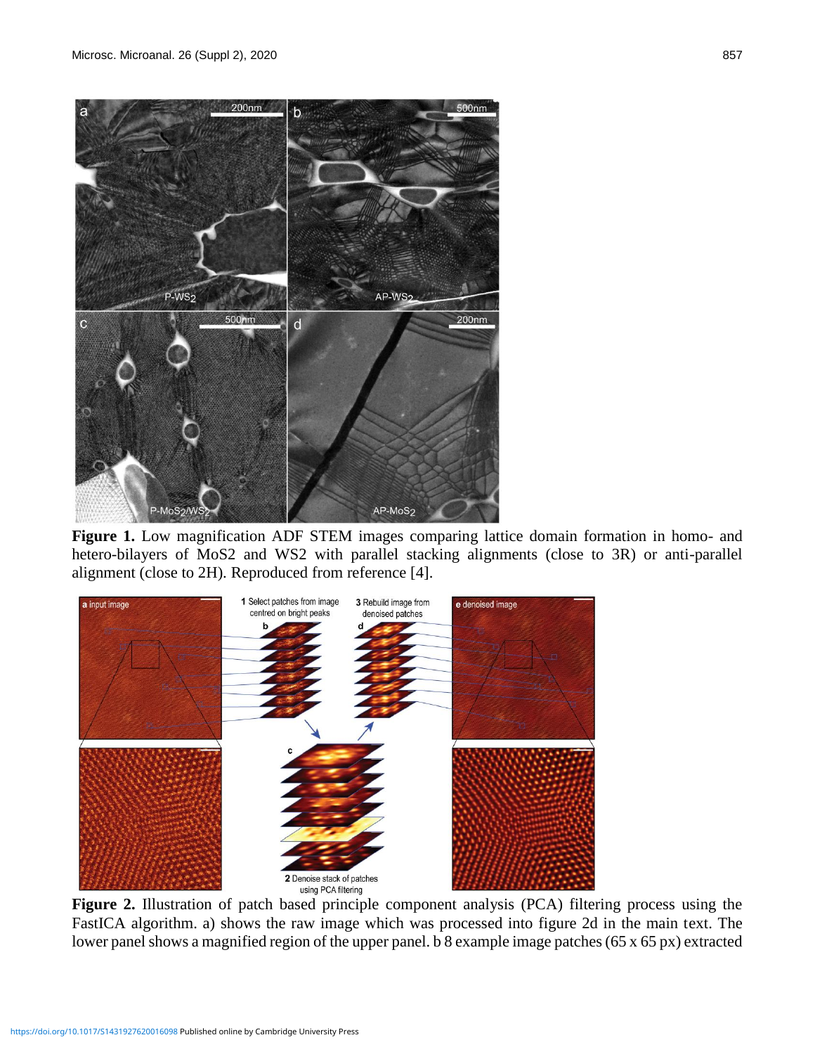**Figure 1.** Low magnification ADF STEM images comparing lattice domain formation in homo- and hetero-bilayers of MoS2 and WS2 with parallel stacking alignments (close to 3R) or anti-parallel alignment (close to 2H). Reproduced from reference [4].

**Figure 2.** Illustration of patch based principle component analysis (PCA) filtering process using the FastICA algorithm. a) shows the raw image which was processed into figure 2d in the main text. The lower panel shows a magnified region of the upper panel. b 8 example image patches (65 x 65 px) extracted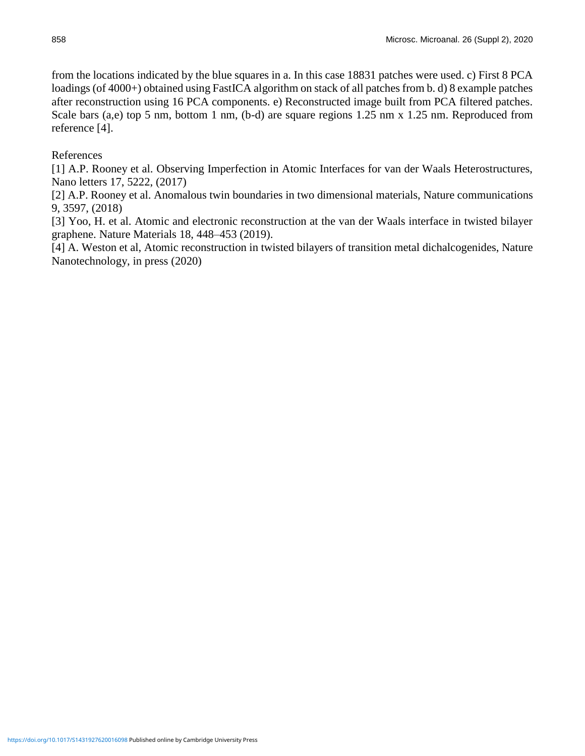from the locations indicated by the blue squares in a. In this case 18831 patches were used. c) First 8 PCA loadings (of 4000+) obtained using FastICA algorithm on stack of all patches from b. d) 8 example patches after reconstruction using 16 PCA components. e) Reconstructed image built from PCA filtered patches. Scale bars (a,e) top 5 nm, bottom 1 nm, (b-d) are square regions 1.25 nm x 1.25 nm. Reproduced from reference [4].

References

[1] A.P. Rooney et al. Observing Imperfection in Atomic Interfaces for van der Waals Heterostructures, Nano letters 17, 5222, (2017)

[2] A.P. Rooney et al. Anomalous twin boundaries in two dimensional materials, Nature communications 9, 3597, (2018)

[3] Yoo, H. et al. Atomic and electronic reconstruction at the van der Waals interface in twisted bilayer graphene. Nature Materials 18, 448–453 (2019).

[4] A. Weston et al, Atomic reconstruction in twisted bilayers of transition metal dichalcogenides, Nature Nanotechnology, in press (2020)